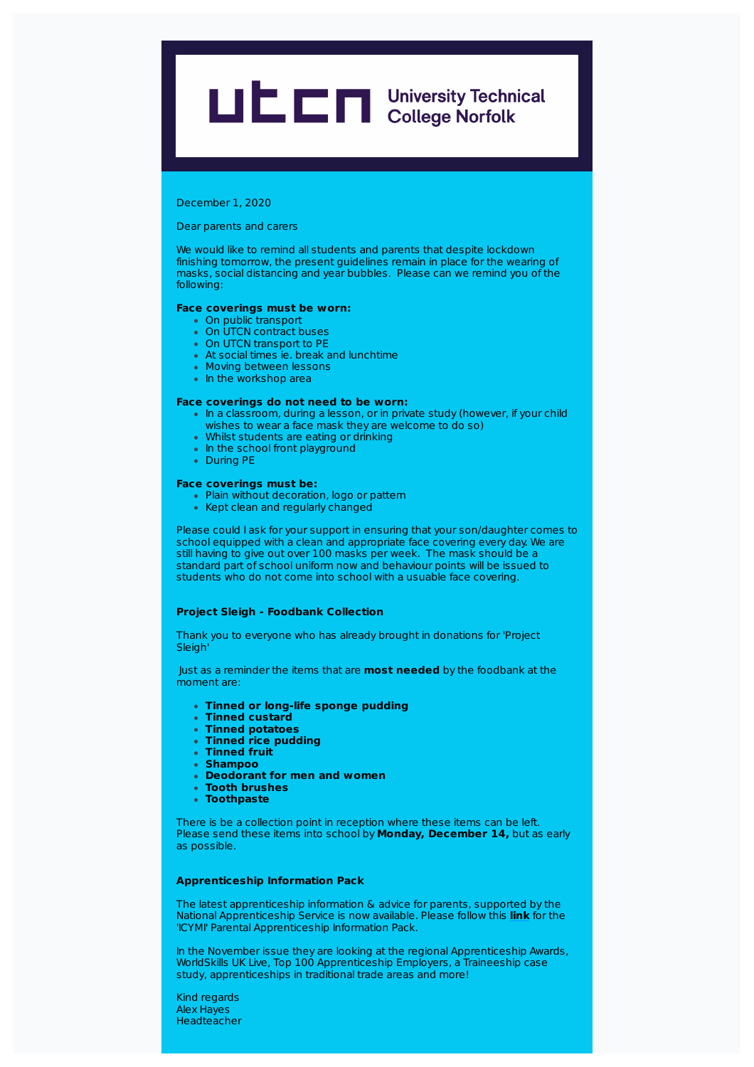**University Technical College Norfolk**

December 1, 2020

Dear parents and carers

We would like to remind all students and parents that despite lockdown finishing tomorrow, the present guidelines remain in place for the wearing of masks, social distancing and year bubbles. Please can we remind you of the following:

**Face coverings must be worn:**

- On public transport
- On UTCN contract buses
- On UTCN transport to PE
- At social times ie. break and lunchtime
- Moving between lessons
- In the workshop area

**Face coverings do not need to be worn:**

- In a classroom, during a lesson, or in private study (however, if your child wishes to wear a face mask they are welcome to do so)
- Whilst students are eating or drinking
- In the school front playground
- During PE

**Face coverings must be:**

- Plain without decoration, logo or pattern
- Kept clean and regularly changed

Please could I ask for your support in ensuring that your son/daughter comes to school equipped with a clean and appropriate face covering every day. We are still having to give out over 100 masks per week. The mask should be a standard part of school uniform now and behaviour points will be issued to students who do not come into school with a usuable face covering.

**Project Sleigh - Foodbank Collection**

Thank you to everyone who has already brought in donations for 'Project Sleigh'

Just as a reminder the items that are **most needed** by the foodbank at the moment are:

- **Tinned or long-life sponge pudding**
- **Tinned custard**
- **Tinned potatoes**
- **Tinned rice pudding**
- **Tinned fruit**
- **Shampoo**
- **Deodorant for men and women**
- **Tooth brushes**
- **Toothpaste**

There is be a collection point in reception where these items can be left. Please send these items into school by **Monday, December 14,** but as early as possible.

**Apprenticeship Information Pack**

The latest apprenticeship information & advice for parents, supported by the National Apprenticeship Service is now available. Please follow this **link** for the 'ICYMI' Parental Apprenticeship Information Pack.

In the November issue they are looking at the regional Apprenticeship Awards, WorldSkills UK Live, Top 100 Apprenticeship Employers, a Traineeship case study, apprenticeships in traditional trade areas and more!

Kind regards
Alex Hayes
Headteacher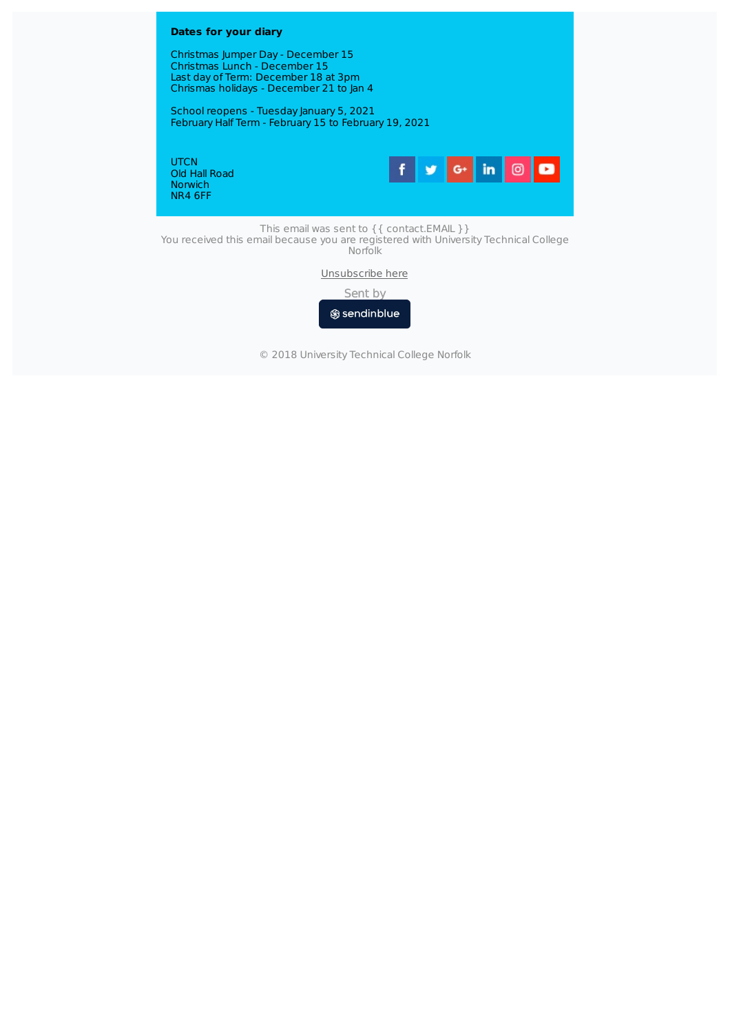**Dates for your diary**

Christmas Jumper Day - December 15
Christmas Lunch - December 15
Last day of Term: December 18 at 3pm
Chrismas holidays - December 21 to Jan 4

School reopens - Tuesday January 5, 2021
February Half Term - February 15 to February 19, 2021

UTCN
Old Hall Road
Norwich
NR4 6FF

This email was sent to {{ contact.EMAIL }}
You received this email because you are registered with University Technical College Norfolk

Unsubscribe here

Sent by

sendinblue

© 2018 University Technical College Norfolk